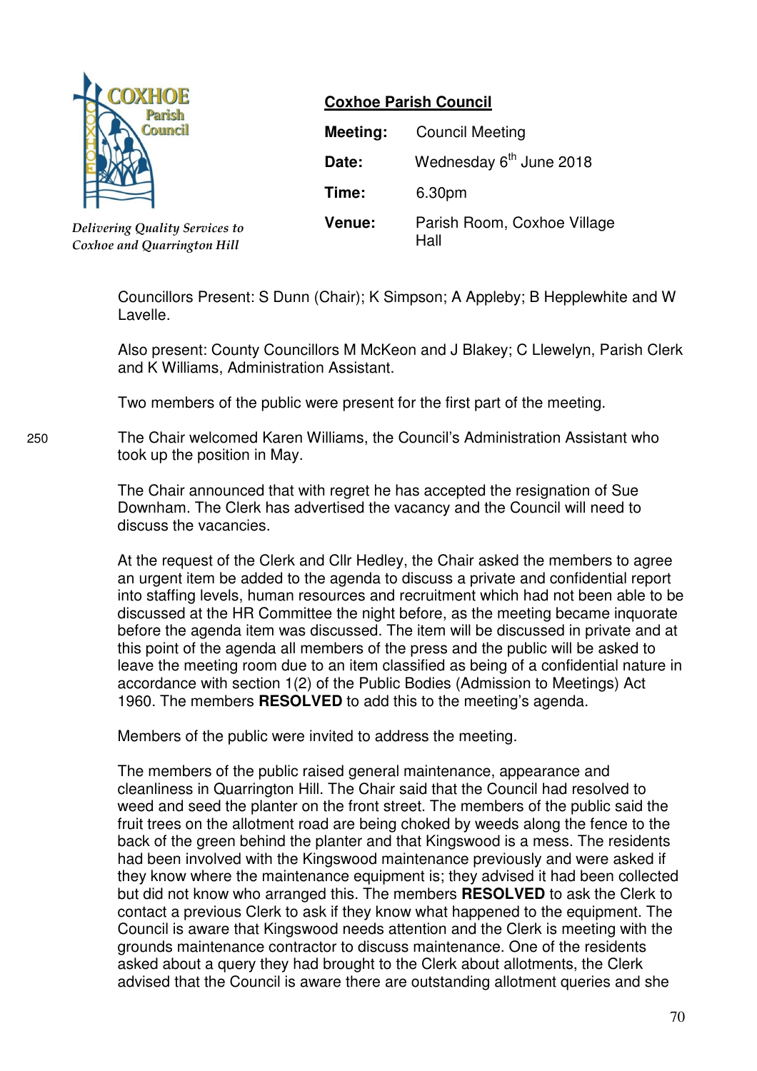COXHOE Parish Council

*Delivering Quality Services to Coxhoe and Quarrington Hill*

## Coxhoe Parish Council

| | |
|---|---|
| **Meeting:** | Council Meeting |
| **Date:** | Wednesday 6th June 2018 |
| **Time:** | 6.30pm |
| **Venue:** | Parish Room, Coxhoe Village Hall |

Councillors Present: S Dunn (Chair); K Simpson; A Appleby; B Hepplewhite and W Lavelle.

Also present: County Councillors M McKeon and J Blakey; C Llewelyn, Parish Clerk and K Williams, Administration Assistant.

Two members of the public were present for the first part of the meeting.

250 The Chair welcomed Karen Williams, the Council's Administration Assistant who took up the position in May.

The Chair announced that with regret he has accepted the resignation of Sue Downham. The Clerk has advertised the vacancy and the Council will need to discuss the vacancies.

At the request of the Clerk and Cllr Hedley, the Chair asked the members to agree an urgent item be added to the agenda to discuss a private and confidential report into staffing levels, human resources and recruitment which had not been able to be discussed at the HR Committee the night before, as the meeting became inquorate before the agenda item was discussed. The item will be discussed in private and at this point of the agenda all members of the press and the public will be asked to leave the meeting room due to an item classified as being of a confidential nature in accordance with section 1(2) of the Public Bodies (Admission to Meetings) Act 1960. The members **RESOLVED** to add this to the meeting's agenda.

Members of the public were invited to address the meeting.

The members of the public raised general maintenance, appearance and cleanliness in Quarrington Hill. The Chair said that the Council had resolved to weed and seed the planter on the front street. The members of the public said the fruit trees on the allotment road are being choked by weeds along the fence to the back of the green behind the planter and that Kingswood is a mess. The residents had been involved with the Kingswood maintenance previously and were asked if they know where the maintenance equipment is; they advised it had been collected but did not know who arranged this. The members **RESOLVED** to ask the Clerk to contact a previous Clerk to ask if they know what happened to the equipment. The Council is aware that Kingswood needs attention and the Clerk is meeting with the grounds maintenance contractor to discuss maintenance. One of the residents asked about a query they had brought to the Clerk about allotments, the Clerk advised that the Council is aware there are outstanding allotment queries and she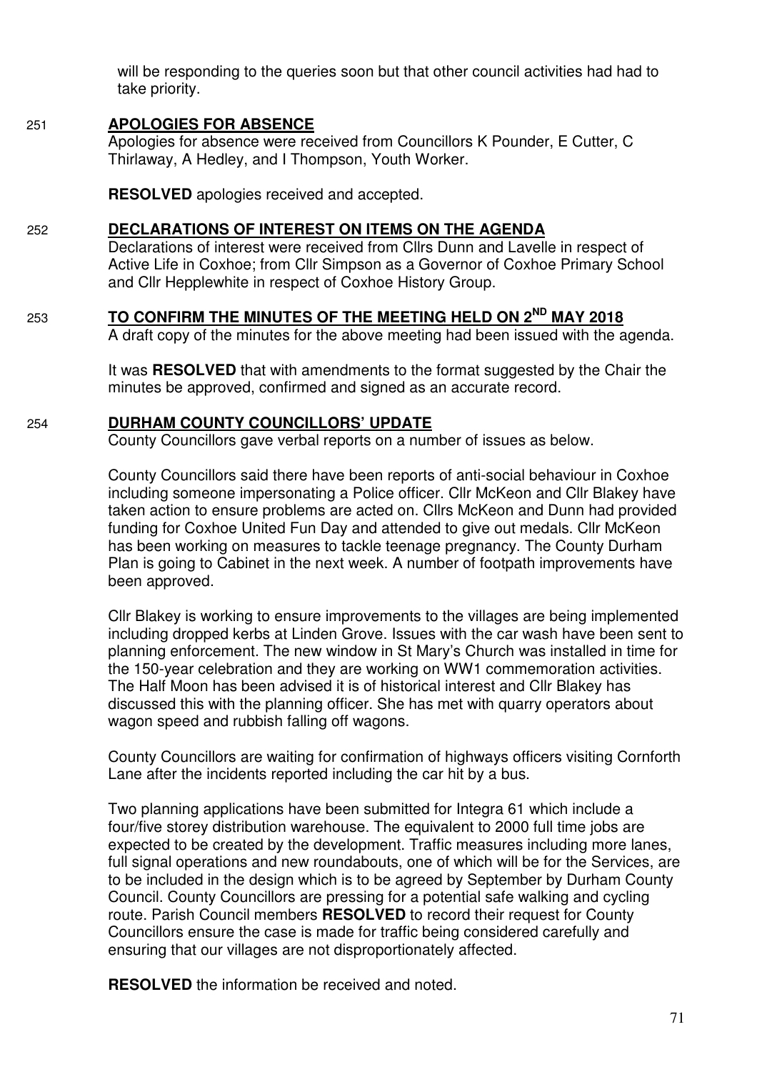will be responding to the queries soon but that other council activities had had to take priority.

## 251 APOLOGIES FOR ABSENCE

Apologies for absence were received from Councillors K Pounder, E Cutter, C Thirlaway, A Hedley, and I Thompson, Youth Worker.

**RESOLVED** apologies received and accepted.

## 252 DECLARATIONS OF INTEREST ON ITEMS ON THE AGENDA

Declarations of interest were received from Cllrs Dunn and Lavelle in respect of Active Life in Coxhoe; from Cllr Simpson as a Governor of Coxhoe Primary School and Cllr Hepplewhite in respect of Coxhoe History Group.

## 253 TO CONFIRM THE MINUTES OF THE MEETING HELD ON 2ND MAY 2018

A draft copy of the minutes for the above meeting had been issued with the agenda.

It was **RESOLVED** that with amendments to the format suggested by the Chair the minutes be approved, confirmed and signed as an accurate record.

## 254 DURHAM COUNTY COUNCILLORS' UPDATE

County Councillors gave verbal reports on a number of issues as below.

County Councillors said there have been reports of anti-social behaviour in Coxhoe including someone impersonating a Police officer. Cllr McKeon and Cllr Blakey have taken action to ensure problems are acted on. Cllrs McKeon and Dunn had provided funding for Coxhoe United Fun Day and attended to give out medals. Cllr McKeon has been working on measures to tackle teenage pregnancy. The County Durham Plan is going to Cabinet in the next week. A number of footpath improvements have been approved.

Cllr Blakey is working to ensure improvements to the villages are being implemented including dropped kerbs at Linden Grove. Issues with the car wash have been sent to planning enforcement. The new window in St Mary's Church was installed in time for the 150-year celebration and they are working on WW1 commemoration activities. The Half Moon has been advised it is of historical interest and Cllr Blakey has discussed this with the planning officer. She has met with quarry operators about wagon speed and rubbish falling off wagons.

County Councillors are waiting for confirmation of highways officers visiting Cornforth Lane after the incidents reported including the car hit by a bus.

Two planning applications have been submitted for Integra 61 which include a four/five storey distribution warehouse. The equivalent to 2000 full time jobs are expected to be created by the development. Traffic measures including more lanes, full signal operations and new roundabouts, one of which will be for the Services, are to be included in the design which is to be agreed by September by Durham County Council. County Councillors are pressing for a potential safe walking and cycling route. Parish Council members **RESOLVED** to record their request for County Councillors ensure the case is made for traffic being considered carefully and ensuring that our villages are not disproportionately affected.

**RESOLVED** the information be received and noted.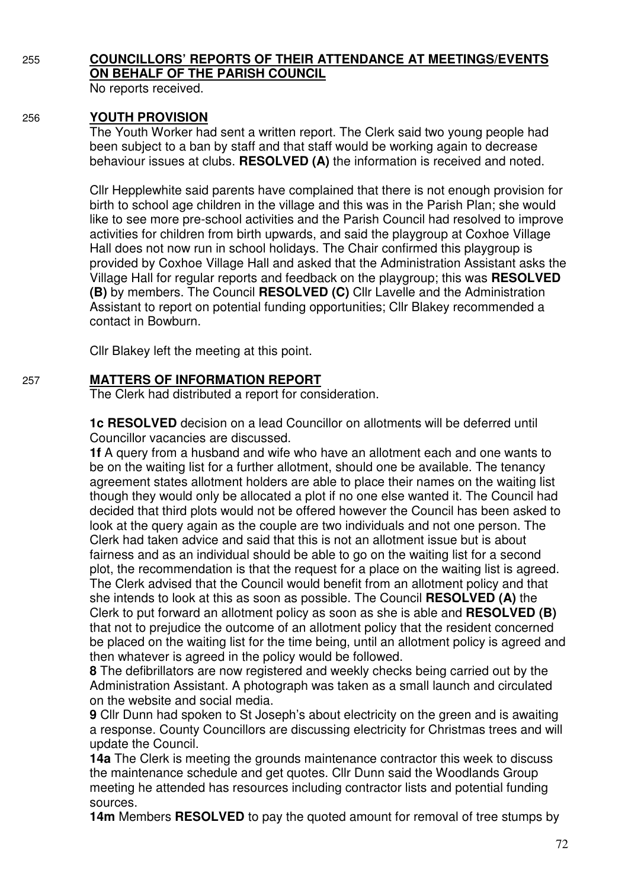255 **COUNCILLORS' REPORTS OF THEIR ATTENDANCE AT MEETINGS/EVENTS ON BEHALF OF THE PARISH COUNCIL**

No reports received.

256 **YOUTH PROVISION**

The Youth Worker had sent a written report. The Clerk said two young people had been subject to a ban by staff and that staff would be working again to decrease behaviour issues at clubs. **RESOLVED (A)** the information is received and noted.

Cllr Hepplewhite said parents have complained that there is not enough provision for birth to school age children in the village and this was in the Parish Plan; she would like to see more pre-school activities and the Parish Council had resolved to improve activities for children from birth upwards, and said the playgroup at Coxhoe Village Hall does not now run in school holidays. The Chair confirmed this playgroup is provided by Coxhoe Village Hall and asked that the Administration Assistant asks the Village Hall for regular reports and feedback on the playgroup; this was **RESOLVED (B)** by members. The Council **RESOLVED (C)** Cllr Lavelle and the Administration Assistant to report on potential funding opportunities; Cllr Blakey recommended a contact in Bowburn.

Cllr Blakey left the meeting at this point.

257 **MATTERS OF INFORMATION REPORT**

The Clerk had distributed a report for consideration.

**1c RESOLVED** decision on a lead Councillor on allotments will be deferred until Councillor vacancies are discussed.

**1f** A query from a husband and wife who have an allotment each and one wants to be on the waiting list for a further allotment, should one be available. The tenancy agreement states allotment holders are able to place their names on the waiting list though they would only be allocated a plot if no one else wanted it. The Council had decided that third plots would not be offered however the Council has been asked to look at the query again as the couple are two individuals and not one person. The Clerk had taken advice and said that this is not an allotment issue but is about fairness and as an individual should be able to go on the waiting list for a second plot, the recommendation is that the request for a place on the waiting list is agreed. The Clerk advised that the Council would benefit from an allotment policy and that she intends to look at this as soon as possible. The Council **RESOLVED (A)** the Clerk to put forward an allotment policy as soon as she is able and **RESOLVED (B)** that not to prejudice the outcome of an allotment policy that the resident concerned be placed on the waiting list for the time being, until an allotment policy is agreed and then whatever is agreed in the policy would be followed.

**8** The defibrillators are now registered and weekly checks being carried out by the Administration Assistant. A photograph was taken as a small launch and circulated on the website and social media.

**9** Cllr Dunn had spoken to St Joseph's about electricity on the green and is awaiting a response. County Councillors are discussing electricity for Christmas trees and will update the Council.

**14a** The Clerk is meeting the grounds maintenance contractor this week to discuss the maintenance schedule and get quotes. Cllr Dunn said the Woodlands Group meeting he attended has resources including contractor lists and potential funding sources.

**14m** Members **RESOLVED** to pay the quoted amount for removal of tree stumps by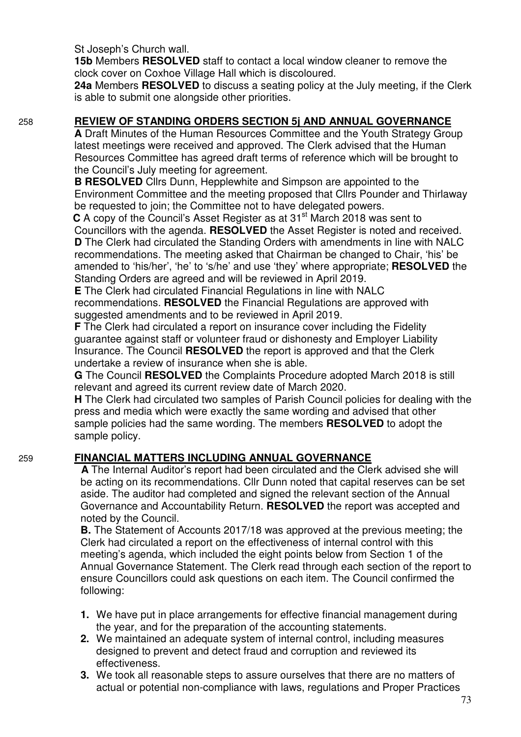St Joseph's Church wall.

**15b** Members **RESOLVED** staff to contact a local window cleaner to remove the clock cover on Coxhoe Village Hall which is discoloured.

**24a** Members **RESOLVED** to discuss a seating policy at the July meeting, if the Clerk is able to submit one alongside other priorities.

## 258 REVIEW OF STANDING ORDERS SECTION 5j AND ANNUAL GOVERNANCE

**A** Draft Minutes of the Human Resources Committee and the Youth Strategy Group latest meetings were received and approved. The Clerk advised that the Human Resources Committee has agreed draft terms of reference which will be brought to the Council's July meeting for agreement.

**B RESOLVED** Cllrs Dunn, Hepplewhite and Simpson are appointed to the Environment Committee and the meeting proposed that Cllrs Pounder and Thirlaway be requested to join; the Committee not to have delegated powers.

**C** A copy of the Council's Asset Register as at 31st March 2018 was sent to Councillors with the agenda. **RESOLVED** the Asset Register is noted and received.

**D** The Clerk had circulated the Standing Orders with amendments in line with NALC recommendations. The meeting asked that Chairman be changed to Chair, 'his' be amended to 'his/her', 'he' to 's/he' and use 'they' where appropriate; **RESOLVED** the Standing Orders are agreed and will be reviewed in April 2019.

**E** The Clerk had circulated Financial Regulations in line with NALC recommendations. **RESOLVED** the Financial Regulations are approved with suggested amendments and to be reviewed in April 2019.

**F** The Clerk had circulated a report on insurance cover including the Fidelity guarantee against staff or volunteer fraud or dishonesty and Employer Liability Insurance. The Council **RESOLVED** the report is approved and that the Clerk undertake a review of insurance when she is able.

**G** The Council **RESOLVED** the Complaints Procedure adopted March 2018 is still relevant and agreed its current review date of March 2020.

**H** The Clerk had circulated two samples of Parish Council policies for dealing with the press and media which were exactly the same wording and advised that other sample policies had the same wording. The members **RESOLVED** to adopt the sample policy.

## 259 FINANCIAL MATTERS INCLUDING ANNUAL GOVERNANCE

**A** The Internal Auditor's report had been circulated and the Clerk advised she will be acting on its recommendations. Cllr Dunn noted that capital reserves can be set aside. The auditor had completed and signed the relevant section of the Annual Governance and Accountability Return. **RESOLVED** the report was accepted and noted by the Council.

**B.** The Statement of Accounts 2017/18 was approved at the previous meeting; the Clerk had circulated a report on the effectiveness of internal control with this meeting's agenda, which included the eight points below from Section 1 of the Annual Governance Statement. The Clerk read through each section of the report to ensure Councillors could ask questions on each item. The Council confirmed the following:

1. We have put in place arrangements for effective financial management during the year, and for the preparation of the accounting statements.
2. We maintained an adequate system of internal control, including measures designed to prevent and detect fraud and corruption and reviewed its effectiveness.
3. We took all reasonable steps to assure ourselves that there are no matters of actual or potential non-compliance with laws, regulations and Proper Practices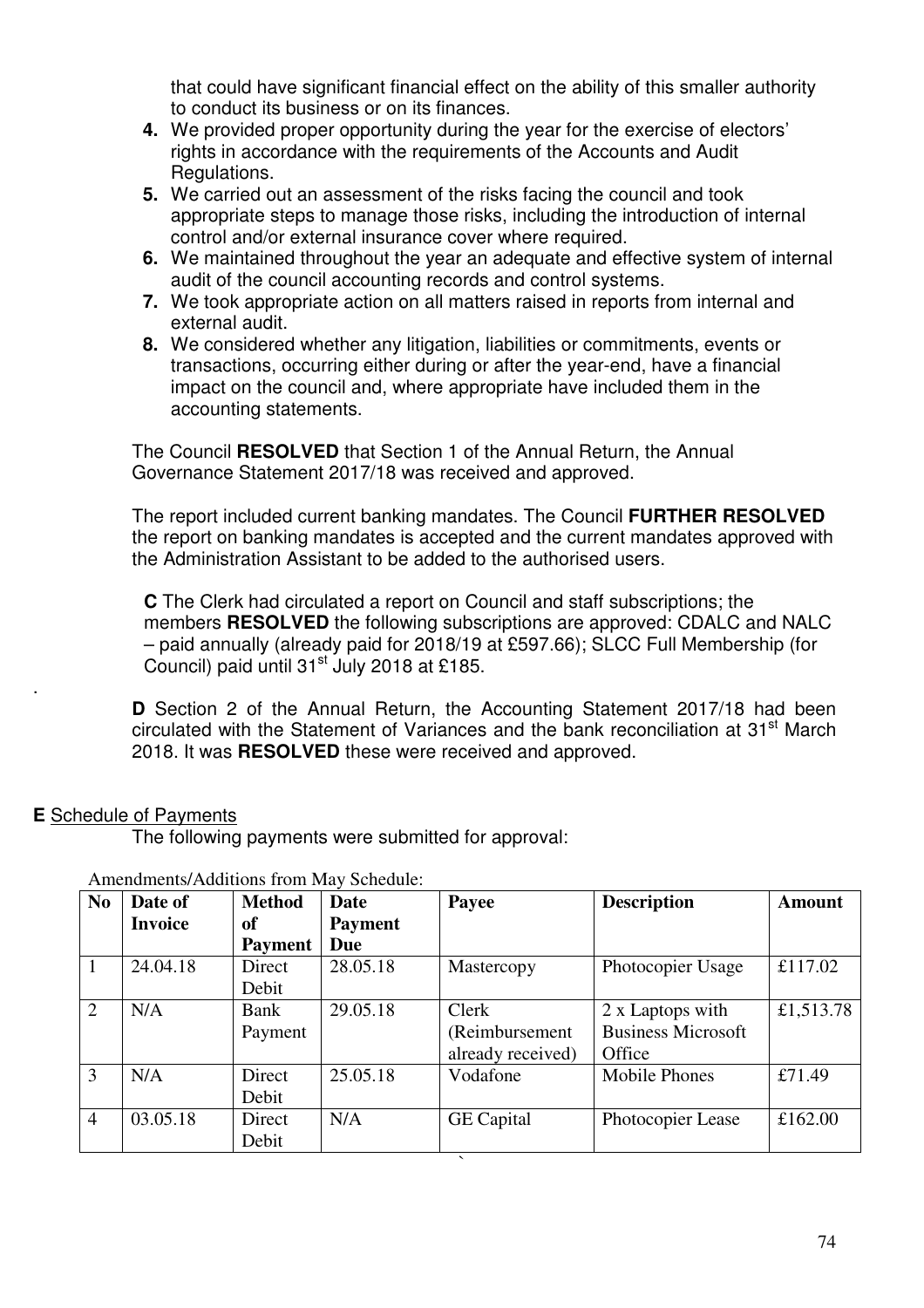that could have significant financial effect on the ability of this smaller authority to conduct its business or on its finances.

4. We provided proper opportunity during the year for the exercise of electors' rights in accordance with the requirements of the Accounts and Audit Regulations.
5. We carried out an assessment of the risks facing the council and took appropriate steps to manage those risks, including the introduction of internal control and/or external insurance cover where required.
6. We maintained throughout the year an adequate and effective system of internal audit of the council accounting records and control systems.
7. We took appropriate action on all matters raised in reports from internal and external audit.
8. We considered whether any litigation, liabilities or commitments, events or transactions, occurring either during or after the year-end, have a financial impact on the council and, where appropriate have included them in the accounting statements.

The Council **RESOLVED** that Section 1 of the Annual Return, the Annual Governance Statement 2017/18 was received and approved.

The report included current banking mandates. The Council **FURTHER RESOLVED** the report on banking mandates is accepted and the current mandates approved with the Administration Assistant to be added to the authorised users.

**C** The Clerk had circulated a report on Council and staff subscriptions; the members **RESOLVED** the following subscriptions are approved: CDALC and NALC – paid annually (already paid for 2018/19 at £597.66); SLCC Full Membership (for Council) paid until 31st July 2018 at £185.

**D** Section 2 of the Annual Return, the Accounting Statement 2017/18 had been circulated with the Statement of Variances and the bank reconciliation at 31st March 2018. It was **RESOLVED** these were received and approved.

**E** Schedule of Payments

The following payments were submitted for approval:

Amendments/Additions from May Schedule:

| No | Date of Invoice | Method of Payment | Date Payment Due | Payee | Description | Amount |
|---|---|---|---|---|---|---|
| 1 | 24.04.18 | Direct Debit | 28.05.18 | Mastercopy | Photocopier Usage | £117.02 |
| 2 | N/A | Bank Payment | 29.05.18 | Clerk (Reimbursement already received) | 2 x Laptops with Business Microsoft Office | £1,513.78 |
| 3 | N/A | Direct Debit | 25.05.18 | Vodafone | Mobile Phones | £71.49 |
| 4 | 03.05.18 | Direct Debit | N/A | GE Capital | Photocopier Lease | £162.00 |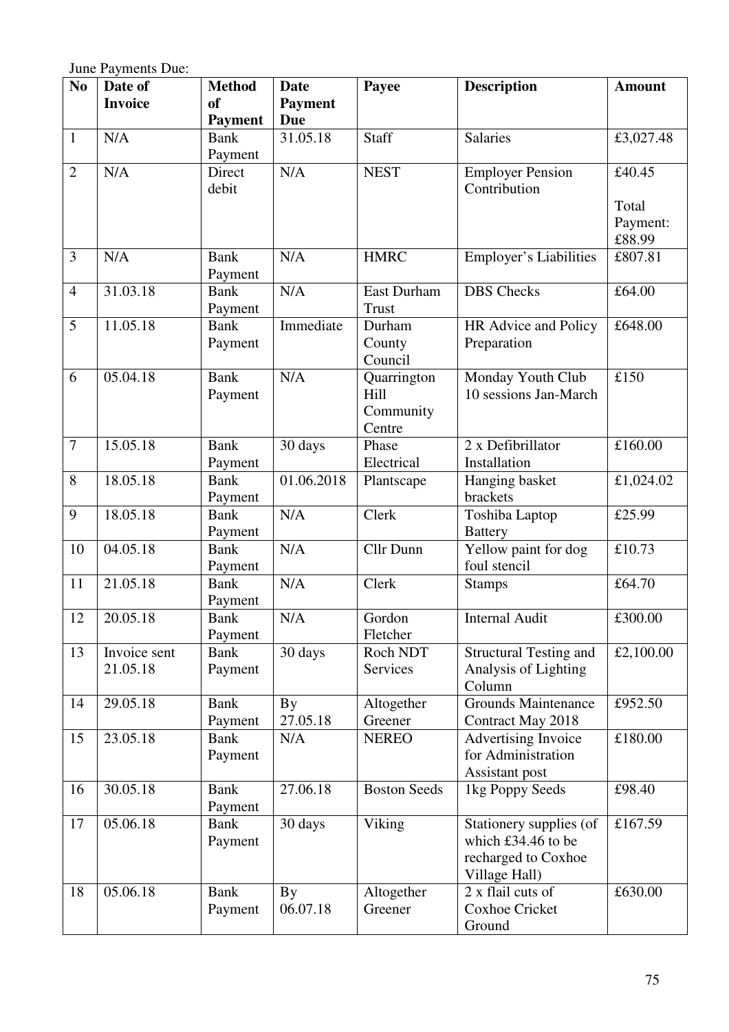June Payments Due:

| No | Date of Invoice | Method of Payment | Date Payment Due | Payee | Description | Amount |
|---|---|---|---|---|---|---|
| 1 | N/A | Bank Payment | 31.05.18 | Staff | Salaries | £3,027.48 |
| 2 | N/A | Direct debit | N/A | NEST | Employer Pension Contribution | £40.45<br><br>Total Payment: £88.99 |
| 3 | N/A | Bank Payment | N/A | HMRC | Employer's Liabilities | £807.81 |
| 4 | 31.03.18 | Bank Payment | N/A | East Durham Trust | DBS Checks | £64.00 |
| 5 | 11.05.18 | Bank Payment | Immediate | Durham County Council | HR Advice and Policy Preparation | £648.00 |
| 6 | 05.04.18 | Bank Payment | N/A | Quarrington Hill Community Centre | Monday Youth Club 10 sessions Jan-March | £150 |
| 7 | 15.05.18 | Bank Payment | 30 days | Phase Electrical | 2 x Defibrillator Installation | £160.00 |
| 8 | 18.05.18 | Bank Payment | 01.06.2018 | Plantscape | Hanging basket brackets | £1,024.02 |
| 9 | 18.05.18 | Bank Payment | N/A | Clerk | Toshiba Laptop Battery | £25.99 |
| 10 | 04.05.18 | Bank Payment | N/A | Cllr Dunn | Yellow paint for dog foul stencil | £10.73 |
| 11 | 21.05.18 | Bank Payment | N/A | Clerk | Stamps | £64.70 |
| 12 | 20.05.18 | Bank Payment | N/A | Gordon Fletcher | Internal Audit | £300.00 |
| 13 | Invoice sent 21.05.18 | Bank Payment | 30 days | Roch NDT Services | Structural Testing and Analysis of Lighting Column | £2,100.00 |
| 14 | 29.05.18 | Bank Payment | By 27.05.18 | Altogether Greener | Grounds Maintenance Contract May 2018 | £952.50 |
| 15 | 23.05.18 | Bank Payment | N/A | NEREO | Advertising Invoice for Administration Assistant post | £180.00 |
| 16 | 30.05.18 | Bank Payment | 27.06.18 | Boston Seeds | 1kg Poppy Seeds | £98.40 |
| 17 | 05.06.18 | Bank Payment | 30 days | Viking | Stationery supplies (of which £34.46 to be recharged to Coxhoe Village Hall) | £167.59 |
| 18 | 05.06.18 | Bank Payment | By 06.07.18 | Altogether Greener | 2 x flail cuts of Coxhoe Cricket Ground | £630.00 |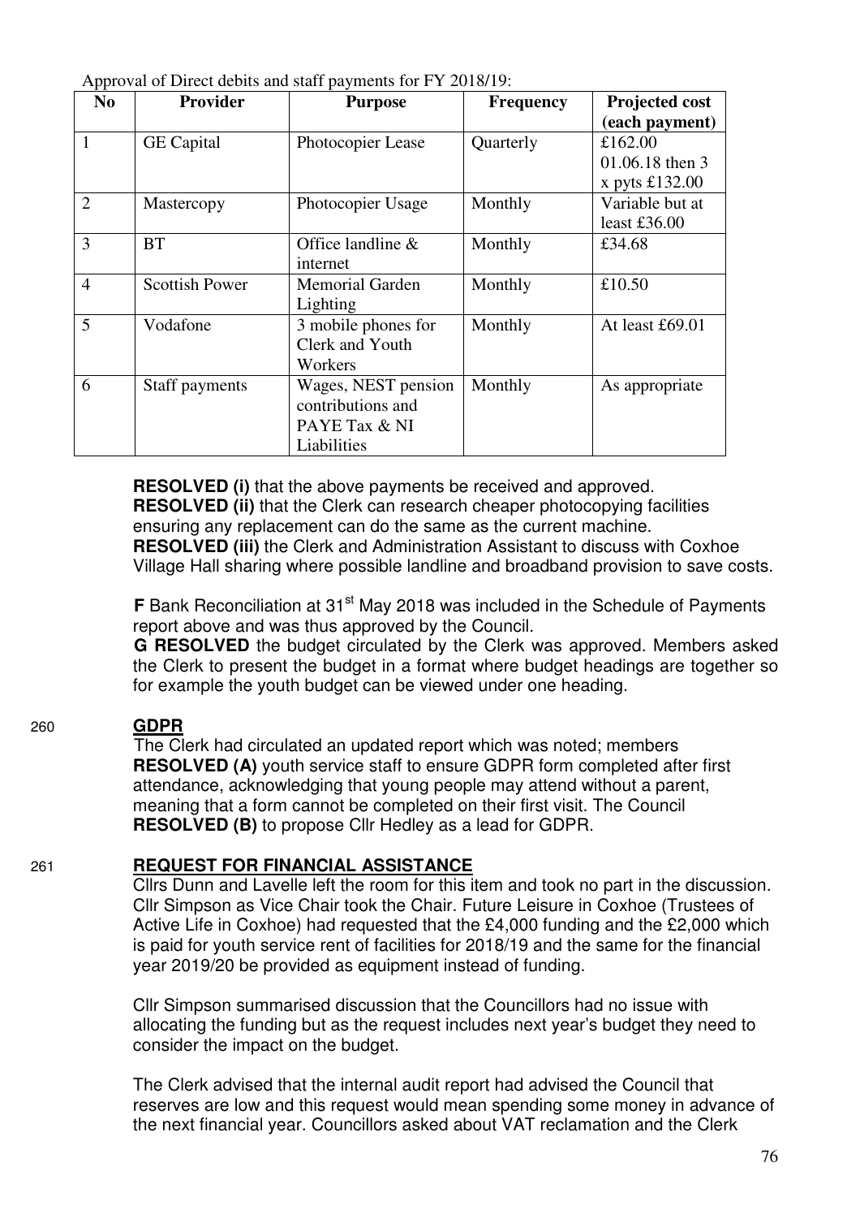Approval of Direct debits and staff payments for FY 2018/19:

| No | Provider | Purpose | Frequency | Projected cost (each payment) |
|---|---|---|---|---|
| 1 | GE Capital | Photocopier Lease | Quarterly | £162.00 01.06.18 then 3 x pyts £132.00 |
| 2 | Mastercopy | Photocopier Usage | Monthly | Variable but at least £36.00 |
| 3 | BT | Office landline & internet | Monthly | £34.68 |
| 4 | Scottish Power | Memorial Garden Lighting | Monthly | £10.50 |
| 5 | Vodafone | 3 mobile phones for Clerk and Youth Workers | Monthly | At least £69.01 |
| 6 | Staff payments | Wages, NEST pension contributions and PAYE Tax & NI Liabilities | Monthly | As appropriate |

**RESOLVED (i)** that the above payments be received and approved.
**RESOLVED (ii)** that the Clerk can research cheaper photocopying facilities ensuring any replacement can do the same as the current machine.
**RESOLVED (iii)** the Clerk and Administration Assistant to discuss with Coxhoe Village Hall sharing where possible landline and broadband provision to save costs.

**F** Bank Reconciliation at 31st May 2018 was included in the Schedule of Payments report above and was thus approved by the Council.
**G RESOLVED** the budget circulated by the Clerk was approved. Members asked the Clerk to present the budget in a format where budget headings are together so for example the youth budget can be viewed under one heading.

260 **GDPR**

The Clerk had circulated an updated report which was noted; members **RESOLVED (A)** youth service staff to ensure GDPR form completed after first attendance, acknowledging that young people may attend without a parent, meaning that a form cannot be completed on their first visit. The Council **RESOLVED (B)** to propose Cllr Hedley as a lead for GDPR.

261 **REQUEST FOR FINANCIAL ASSISTANCE**

Cllrs Dunn and Lavelle left the room for this item and took no part in the discussion. Cllr Simpson as Vice Chair took the Chair. Future Leisure in Coxhoe (Trustees of Active Life in Coxhoe) had requested that the £4,000 funding and the £2,000 which is paid for youth service rent of facilities for 2018/19 and the same for the financial year 2019/20 be provided as equipment instead of funding.

Cllr Simpson summarised discussion that the Councillors had no issue with allocating the funding but as the request includes next year's budget they need to consider the impact on the budget.

The Clerk advised that the internal audit report had advised the Council that reserves are low and this request would mean spending some money in advance of the next financial year. Councillors asked about VAT reclamation and the Clerk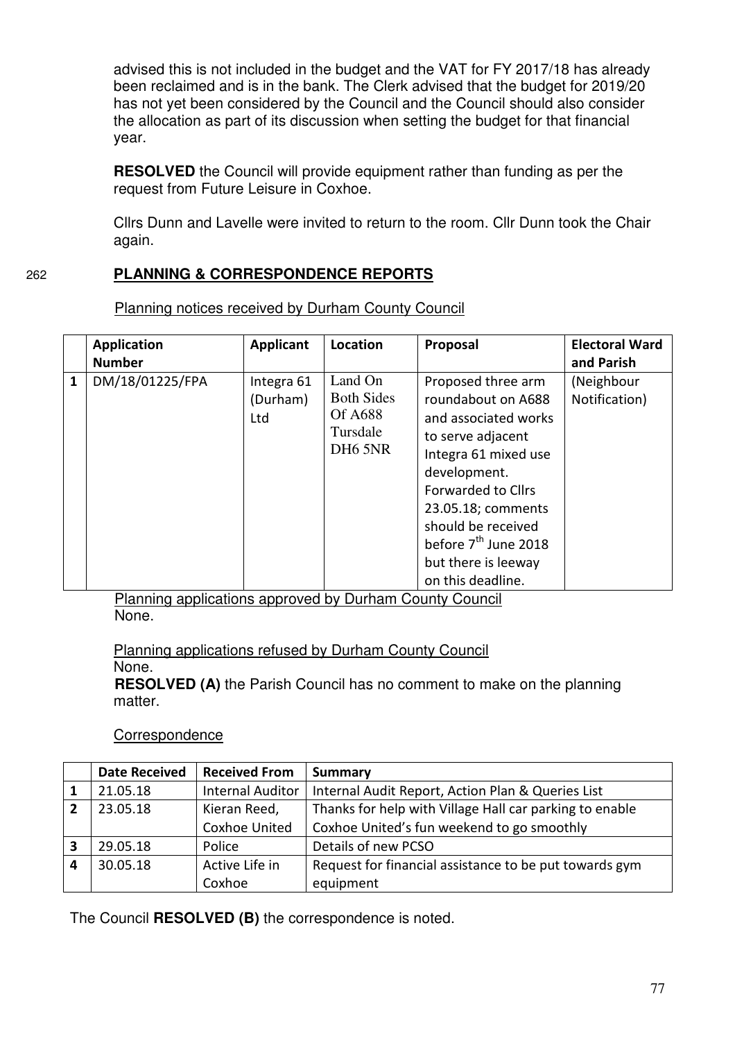advised this is not included in the budget and the VAT for FY 2017/18 has already been reclaimed and is in the bank. The Clerk advised that the budget for 2019/20 has not yet been considered by the Council and the Council should also consider the allocation as part of its discussion when setting the budget for that financial year.

**RESOLVED** the Council will provide equipment rather than funding as per the request from Future Leisure in Coxhoe.

Cllrs Dunn and Lavelle were invited to return to the room. Cllr Dunn took the Chair again.

## 262 PLANNING & CORRESPONDENCE REPORTS

Planning notices received by Durham County Council

| | Application Number | Applicant | Location | Proposal | Electoral Ward and Parish |
|---|---|---|---|---|---|
| 1 | DM/18/01225/FPA | Integra 61 (Durham) Ltd | Land On Both Sides Of A688 Tursdale DH6 5NR | Proposed three arm roundabout on A688 and associated works to serve adjacent Integra 61 mixed use development. Forwarded to Cllrs 23.05.18; comments should be received before 7th June 2018 but there is leeway on this deadline. | (Neighbour Notification) |

Planning applications approved by Durham County Council
None.

Planning applications refused by Durham County Council
None.

**RESOLVED (A)** the Parish Council has no comment to make on the planning matter.

Correspondence

| | Date Received | Received From | Summary |
|---|---|---|---|
| 1 | 21.05.18 | Internal Auditor | Internal Audit Report, Action Plan & Queries List |
| 2 | 23.05.18 | Kieran Reed, Coxhoe United | Thanks for help with Village Hall car parking to enable Coxhoe United's fun weekend to go smoothly |
| 3 | 29.05.18 | Police | Details of new PCSO |
| 4 | 30.05.18 | Active Life in Coxhoe | Request for financial assistance to be put towards gym equipment |

The Council **RESOLVED (B)** the correspondence is noted.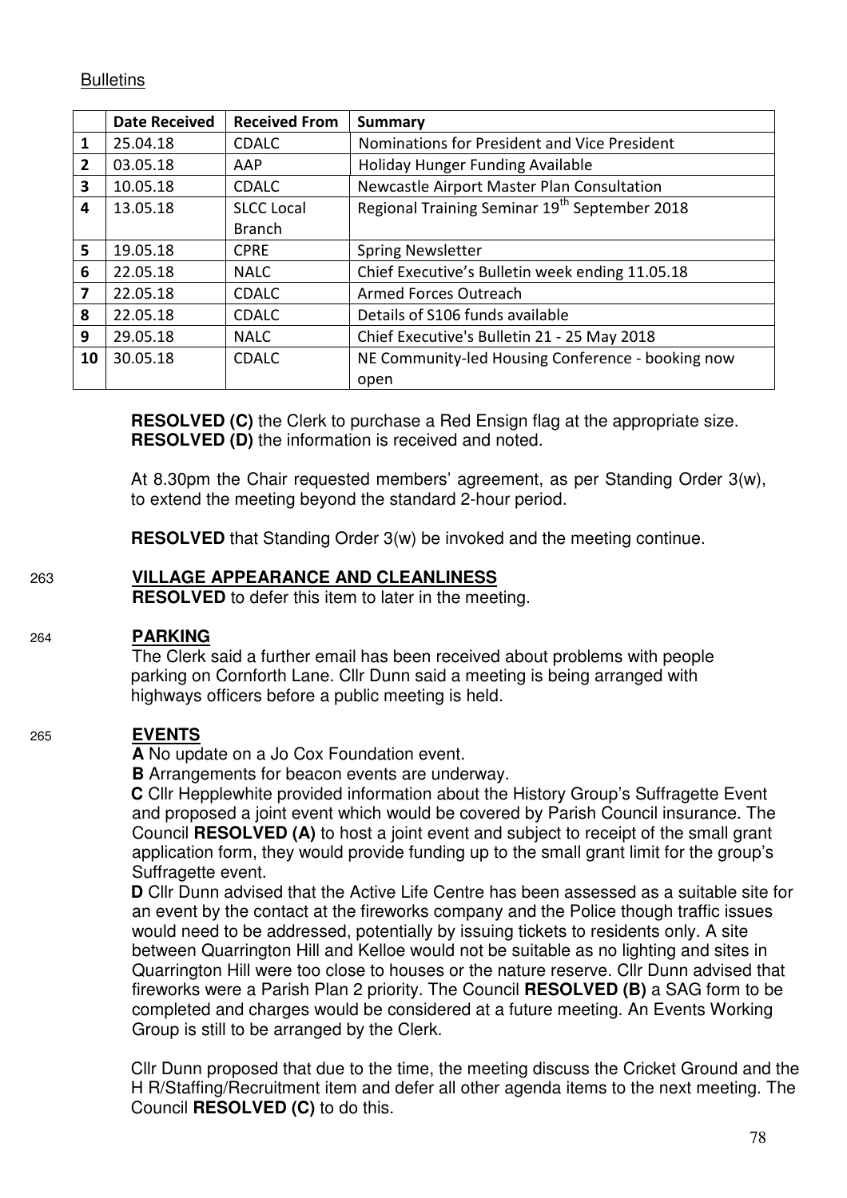Bulletins

|  | Date Received | Received From | Summary |
|---|---|---|---|
| 1 | 25.04.18 | CDALC | Nominations for President and Vice President |
| 2 | 03.05.18 | AAP | Holiday Hunger Funding Available |
| 3 | 10.05.18 | CDALC | Newcastle Airport Master Plan Consultation |
| 4 | 13.05.18 | SLCC Local Branch | Regional Training Seminar 19th September 2018 |
| 5 | 19.05.18 | CPRE | Spring Newsletter |
| 6 | 22.05.18 | NALC | Chief Executive's Bulletin week ending 11.05.18 |
| 7 | 22.05.18 | CDALC | Armed Forces Outreach |
| 8 | 22.05.18 | CDALC | Details of S106 funds available |
| 9 | 29.05.18 | NALC | Chief Executive's Bulletin 21 - 25 May 2018 |
| 10 | 30.05.18 | CDALC | NE Community-led Housing Conference - booking now open |

**RESOLVED (C)** the Clerk to purchase a Red Ensign flag at the appropriate size.
**RESOLVED (D)** the information is received and noted.

At 8.30pm the Chair requested members' agreement, as per Standing Order 3(w), to extend the meeting beyond the standard 2-hour period.

**RESOLVED** that Standing Order 3(w) be invoked and the meeting continue.

263 **VILLAGE APPEARANCE AND CLEANLINESS**
**RESOLVED** to defer this item to later in the meeting.

264 **PARKING**
The Clerk said a further email has been received about problems with people parking on Cornforth Lane. Cllr Dunn said a meeting is being arranged with highways officers before a public meeting is held.

265 **EVENTS**
**A** No update on a Jo Cox Foundation event.
**B** Arrangements for beacon events are underway.
**C** Cllr Hepplewhite provided information about the History Group's Suffragette Event and proposed a joint event which would be covered by Parish Council insurance. The Council **RESOLVED (A)** to host a joint event and subject to receipt of the small grant application form, they would provide funding up to the small grant limit for the group's Suffragette event.
**D** Cllr Dunn advised that the Active Life Centre has been assessed as a suitable site for an event by the contact at the fireworks company and the Police though traffic issues would need to be addressed, potentially by issuing tickets to residents only. A site between Quarrington Hill and Kelloe would not be suitable as no lighting and sites in Quarrington Hill were too close to houses or the nature reserve. Cllr Dunn advised that fireworks were a Parish Plan 2 priority. The Council **RESOLVED (B)** a SAG form to be completed and charges would be considered at a future meeting. An Events Working Group is still to be arranged by the Clerk.

Cllr Dunn proposed that due to the time, the meeting discuss the Cricket Ground and the H R/Staffing/Recruitment item and defer all other agenda items to the next meeting. The Council **RESOLVED (C)** to do this.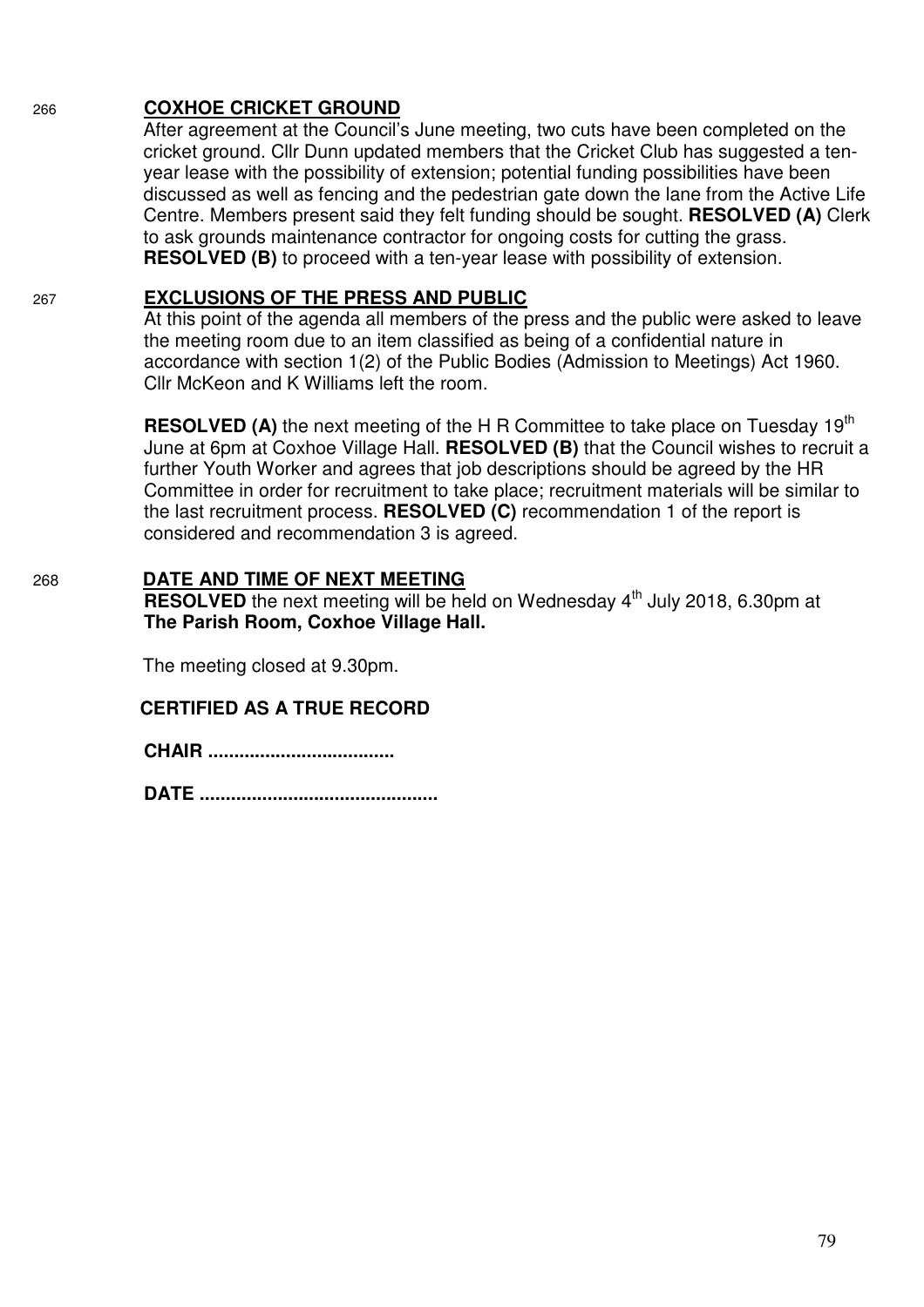266 **COXHOE CRICKET GROUND**

After agreement at the Council's June meeting, two cuts have been completed on the cricket ground. Cllr Dunn updated members that the Cricket Club has suggested a ten-year lease with the possibility of extension; potential funding possibilities have been discussed as well as fencing and the pedestrian gate down the lane from the Active Life Centre. Members present said they felt funding should be sought. **RESOLVED (A)** Clerk to ask grounds maintenance contractor for ongoing costs for cutting the grass. **RESOLVED (B)** to proceed with a ten-year lease with possibility of extension.

267 **EXCLUSIONS OF THE PRESS AND PUBLIC**

At this point of the agenda all members of the press and the public were asked to leave the meeting room due to an item classified as being of a confidential nature in accordance with section 1(2) of the Public Bodies (Admission to Meetings) Act 1960. Cllr McKeon and K Williams left the room.

**RESOLVED (A)** the next meeting of the H R Committee to take place on Tuesday 19th June at 6pm at Coxhoe Village Hall. **RESOLVED (B)** that the Council wishes to recruit a further Youth Worker and agrees that job descriptions should be agreed by the HR Committee in order for recruitment to take place; recruitment materials will be similar to the last recruitment process. **RESOLVED (C)** recommendation 1 of the report is considered and recommendation 3 is agreed.

268 **DATE AND TIME OF NEXT MEETING**

**RESOLVED** the next meeting will be held on Wednesday 4th July 2018, 6.30pm at **The Parish Room, Coxhoe Village Hall.**

The meeting closed at 9.30pm.

**CERTIFIED AS A TRUE RECORD**

**CHAIR ....................................**

**DATE .............................................**